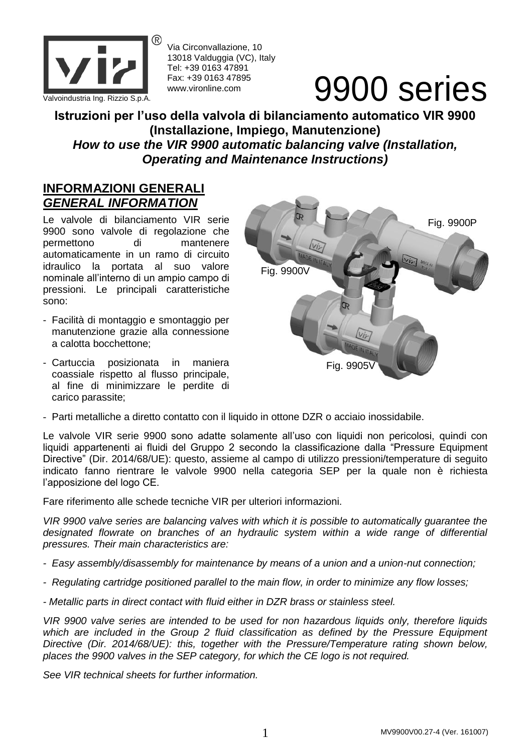Via Circonvallazione, 10
13018 Valduggia (VC), Italy
Tel: +39 0163 47891
Fax: +39 0163 47895
www.vironline.com

Valvoindustria Ing. Rizzio S.p.A.

# 9900 series

**Istruzioni per l'uso della valvola di bilanciamento automatico VIR 9900 (Installazione, Impiego, Manutenzione)**
***How to use the VIR 9900 automatic balancing valve (Installation, Operating and Maintenance Instructions)***

## INFORMAZIONI GENERALI
## *GENERAL INFORMATION*

Le valvole di bilanciamento VIR serie 9900 sono valvole di regolazione che permettono di mantenere automaticamente in un ramo di circuito idraulico la portata al suo valore nominale all'interno di un ampio campo di pressioni. Le principali caratteristiche sono:

- Facilità di montaggio e smontaggio per manutenzione grazie alla connessione a calotta bocchettone;
- Cartuccia posizionata in maniera coassiale rispetto al flusso principale, al fine di minimizzare le perdite di carico parassite;
- Parti metalliche a diretto contatto con il liquido in ottone DZR o acciaio inossidabile.

Fig. 9900P

Fig. 9900V

Fig. 9905V

Le valvole VIR serie 9900 sono adatte solamente all'uso con liquidi non pericolosi, quindi con liquidi appartenenti ai fluidi del Gruppo 2 secondo la classificazione dalla "Pressure Equipment Directive" (Dir. 2014/68/UE): questo, assieme al campo di utilizzo pressioni/temperature di seguito indicato fanno rientrare le valvole 9900 nella categoria SEP per la quale non è richiesta l'apposizione del logo CE.

Fare riferimento alle schede tecniche VIR per ulteriori informazioni.

*VIR 9900 valve series are balancing valves with which it is possible to automatically guarantee the designated flowrate on branches of an hydraulic system within a wide range of differential pressures. Their main characteristics are:*

- *Easy assembly/disassembly for maintenance by means of a union and a union-nut connection;*
- *Regulating cartridge positioned parallel to the main flow, in order to minimize any flow losses;*
- *Metallic parts in direct contact with fluid either in DZR brass or stainless steel.*

*VIR 9900 valve series are intended to be used for non hazardous liquids only, therefore liquids which are included in the Group 2 fluid classification as defined by the Pressure Equipment Directive (Dir. 2014/68/UE): this, together with the Pressure/Temperature rating shown below, places the 9900 valves in the SEP category, for which the CE logo is not required.*

*See VIR technical sheets for further information.*

MV9900V00.27-4 (Ver. 161007)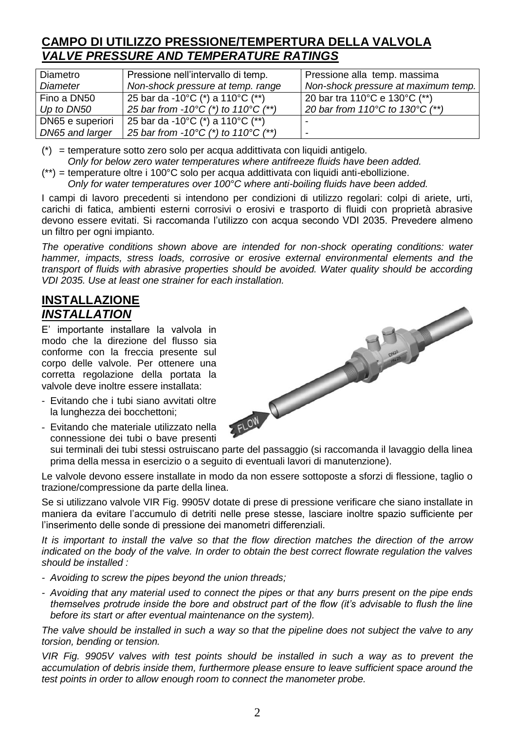## CAMPO DI UTILIZZO PRESSIONE/TEMPERTURA DELLA VALVOLA
## *VALVE PRESSURE AND TEMPERATURE RATINGS*

| Diametro<br>*Diameter* | Pressione nell'intervallo di temp.<br>*Non-shock pressure at temp. range* | Pressione alla temp. massima<br>*Non-shock pressure at maximum temp.* |
|---|---|---|
| Fino a DN50<br>*Up to DN50* | 25 bar da -10°C (*) a 110°C (**)<br>*25 bar from -10°C (*) to 110°C (**)* | 20 bar tra 110°C e 130°C (**)<br>*20 bar from 110°C to 130°C (**)* |
| DN65 e superiori<br>*DN65 and larger* | 25 bar da -10°C (*) a 110°C (**)<br>*25 bar from -10°C (*) to 110°C (**)* | -<br>- |

(*) = temperature sotto zero solo per acqua addittivata con liquidi antigelo.
*Only for below zero water temperatures where antifreeze fluids have been added.*

(**) = temperature oltre i 100°C solo per acqua addittivata con liquidi anti-ebollizione.
*Only for water temperatures over 100°C where anti-boiling fluids have been added.*

I campi di lavoro precedenti si intendono per condizioni di utilizzo regolari: colpi di ariete, urti, carichi di fatica, ambienti esterni corrosivi o erosivi e trasporto di fluidi con proprietà abrasive devono essere evitati. Si raccomanda l'utilizzo con acqua secondo VDI 2035. Prevedere almeno un filtro per ogni impianto.

*The operative conditions shown above are intended for non-shock operating conditions: water hammer, impacts, stress loads, corrosive or erosive external environmental elements and the transport of fluids with abrasive properties should be avoided. Water quality should be according VDI 2035. Use at least one strainer for each installation.*

## INSTALLAZIONE
## *INSTALLATION*

E' importante installare la valvola in modo che la direzione del flusso sia conforme con la freccia presente sul corpo delle valvole. Per ottenere una corretta regolazione della portata la valvole deve inoltre essere installata:

- Evitando che i tubi siano avvitati oltre la lunghezza dei bocchettoni;
- Evitando che materiale utilizzato nella connessione dei tubi o bave presenti sui terminali dei tubi stessi ostruiscano parte del passaggio (si raccomanda il lavaggio della linea prima della messa in esercizio o a seguito di eventuali lavori di manutenzione).

Le valvole devono essere installate in modo da non essere sottoposte a sforzi di flessione, taglio o trazione/compressione da parte della linea.

Se si utilizzano valvole VIR Fig. 9905V dotate di prese di pressione verificare che siano installate in maniera da evitare l'accumulo di detriti nelle prese stesse, lasciare inoltre spazio sufficiente per l'inserimento delle sonde di pressione dei manometri differenziali.

*It is important to install the valve so that the flow direction matches the direction of the arrow indicated on the body of the valve. In order to obtain the best correct flowrate regulation the valves should be installed :*

- *Avoiding to screw the pipes beyond the union threads;*
- *Avoiding that any material used to connect the pipes or that any burrs present on the pipe ends themselves protrude inside the bore and obstruct part of the flow (it's advisable to flush the line before its start or after eventual maintenance on the system).*

*The valve should be installed in such a way so that the pipeline does not subject the valve to any torsion, bending or tension.*

*VIR Fig. 9905V valves with test points should be installed in such a way as to prevent the accumulation of debris inside them, furthermore please ensure to leave sufficient space around the test points in order to allow enough room to connect the manometer probe.*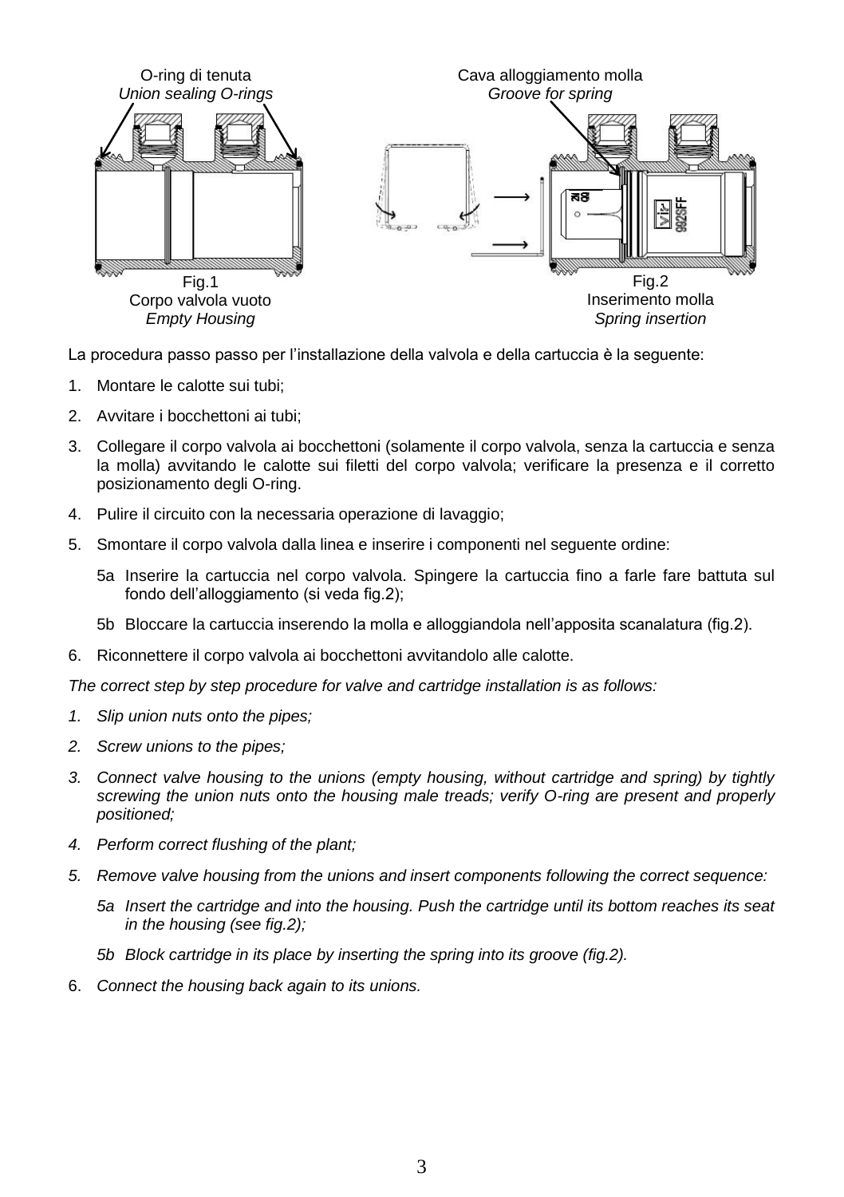O-ring di tenuta
*Union sealing O-rings*

Cava alloggiamento molla
*Groove for spring*

Fig.1
Corpo valvola vuoto
*Empty Housing*

Fig.2
Inserimento molla
*Spring insertion*

La procedura passo passo per l'installazione della valvola e della cartuccia è la seguente:

1. Montare le calotte sui tubi;
2. Avvitare i bocchettoni ai tubi;
3. Collegare il corpo valvola ai bocchettoni (solamente il corpo valvola, senza la cartuccia e senza la molla) avvitando le calotte sui filetti del corpo valvola; verificare la presenza e il corretto posizionamento degli O-ring.
4. Pulire il circuito con la necessaria operazione di lavaggio;
5. Smontare il corpo valvola dalla linea e inserire i componenti nel seguente ordine:
   5a Inserire la cartuccia nel corpo valvola. Spingere la cartuccia fino a farle fare battuta sul fondo dell'alloggiamento (si veda fig.2);
   5b Bloccare la cartuccia inserendo la molla e alloggiandola nell'apposita scanalatura (fig.2).
6. Riconnettere il corpo valvola ai bocchettoni avvitandolo alle calotte.

*The correct step by step procedure for valve and cartridge installation is as follows:*

1. *Slip union nuts onto the pipes;*
2. *Screw unions to the pipes;*
3. *Connect valve housing to the unions (empty housing, without cartridge and spring) by tightly screwing the union nuts onto the housing male treads; verify O-ring are present and properly positioned;*
4. *Perform correct flushing of the plant;*
5. *Remove valve housing from the unions and insert components following the correct sequence:*
   *5a Insert the cartridge and into the housing. Push the cartridge until its bottom reaches its seat in the housing (see fig.2);*
   *5b Block cartridge in its place by inserting the spring into its groove (fig.2).*
6. *Connect the housing back again to its unions.*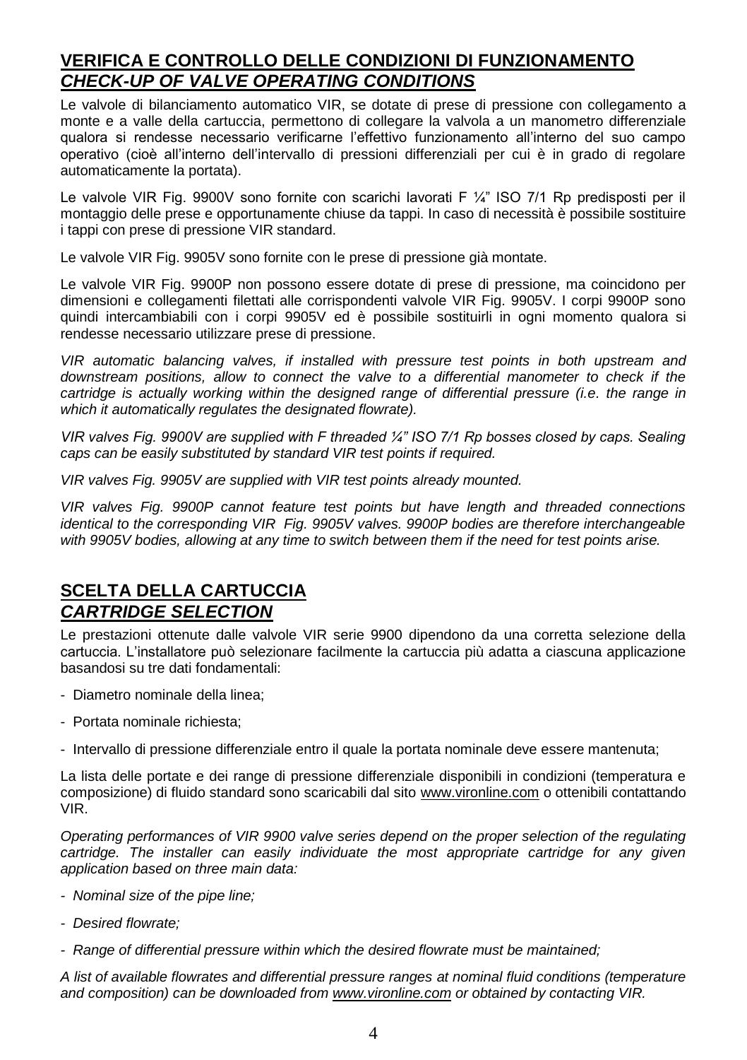## **VERIFICA E CONTROLLO DELLE CONDIZIONI DI FUNZIONAMENTO**
## ***CHECK-UP OF VALVE OPERATING CONDITIONS***

Le valvole di bilanciamento automatico VIR, se dotate di prese di pressione con collegamento a monte e a valle della cartuccia, permettono di collegare la valvola a un manometro differenziale qualora si rendesse necessario verificarne l'effettivo funzionamento all'interno del suo campo operativo (cioè all'interno dell'intervallo di pressioni differenziali per cui è in grado di regolare automaticamente la portata).

Le valvole VIR Fig. 9900V sono fornite con scarichi lavorati F ¼" ISO 7/1 Rp predisposti per il montaggio delle prese e opportunamente chiuse da tappi. In caso di necessità è possibile sostituire i tappi con prese di pressione VIR standard.

Le valvole VIR Fig. 9905V sono fornite con le prese di pressione già montate.

Le valvole VIR Fig. 9900P non possono essere dotate di prese di pressione, ma coincidono per dimensioni e collegamenti filettati alle corrispondenti valvole VIR Fig. 9905V. I corpi 9900P sono quindi intercambiabili con i corpi 9905V ed è possibile sostituirli in ogni momento qualora si rendesse necessario utilizzare prese di pressione.

*VIR automatic balancing valves, if installed with pressure test points in both upstream and downstream positions, allow to connect the valve to a differential manometer to check if the cartridge is actually working within the designed range of differential pressure (i.e. the range in which it automatically regulates the designated flowrate).*

*VIR valves Fig. 9900V are supplied with F threaded ¼" ISO 7/1 Rp bosses closed by caps. Sealing caps can be easily substituted by standard VIR test points if required.*

*VIR valves Fig. 9905V are supplied with VIR test points already mounted.*

*VIR valves Fig. 9900P cannot feature test points but have length and threaded connections identical to the corresponding VIR Fig. 9905V valves. 9900P bodies are therefore interchangeable with 9905V bodies, allowing at any time to switch between them if the need for test points arise.*

## **SCELTA DELLA CARTUCCIA**
## ***CARTRIDGE SELECTION***

Le prestazioni ottenute dalle valvole VIR serie 9900 dipendono da una corretta selezione della cartuccia. L'installatore può selezionare facilmente la cartuccia più adatta a ciascuna applicazione basandosi su tre dati fondamentali:

- Diametro nominale della linea;
- Portata nominale richiesta;
- Intervallo di pressione differenziale entro il quale la portata nominale deve essere mantenuta;

La lista delle portate e dei range di pressione differenziale disponibili in condizioni (temperatura e composizione) di fluido standard sono scaricabili dal sito www.vironline.com o ottenibili contattando VIR.

*Operating performances of VIR 9900 valve series depend on the proper selection of the regulating cartridge. The installer can easily individuate the most appropriate cartridge for any given application based on three main data:*

- *Nominal size of the pipe line;*
- *Desired flowrate;*
- *Range of differential pressure within which the desired flowrate must be maintained;*

*A list of available flowrates and differential pressure ranges at nominal fluid conditions (temperature and composition) can be downloaded from www.vironline.com or obtained by contacting VIR.*